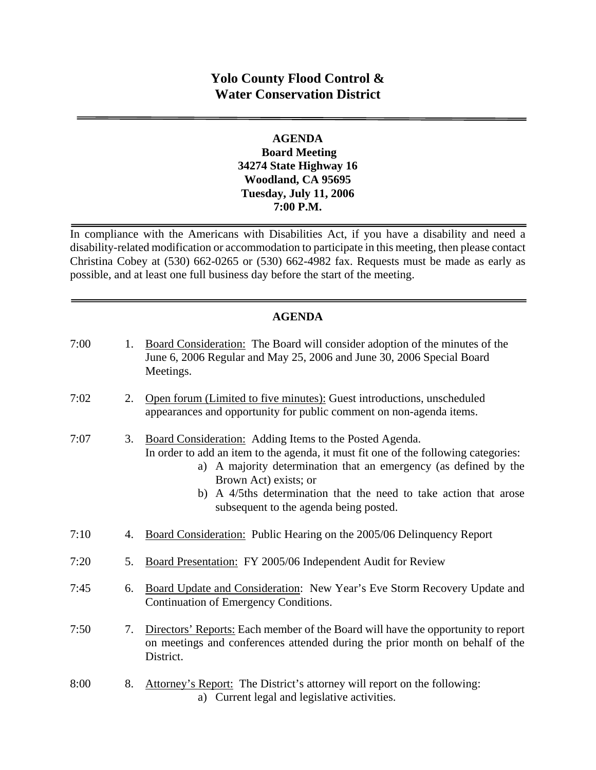# Yolo County Flood Control & Water Conservation District

**AGENDA**
**Board Meeting**
**34274 State Highway 16**
**Woodland, CA 95695**
**Tuesday, July 11, 2006**
**7:00 P.M.**

In compliance with the Americans with Disabilities Act, if you have a disability and need a disability-related modification or accommodation to participate in this meeting, then please contact Christina Cobey at (530) 662-0265 or (530) 662-4982 fax. Requests must be made as early as possible, and at least one full business day before the start of the meeting.

## AGENDA

7:00 1. Board Consideration: The Board will consider adoption of the minutes of the June 6, 2006 Regular and May 25, 2006 and June 30, 2006 Special Board Meetings.

7:02 2. Open forum (Limited to five minutes): Guest introductions, unscheduled appearances and opportunity for public comment on non-agenda items.

7:07 3. Board Consideration: Adding Items to the Posted Agenda.
In order to add an item to the agenda, it must fit one of the following categories:
   a) A majority determination that an emergency (as defined by the Brown Act) exists; or
   b) A 4/5ths determination that the need to take action that arose subsequent to the agenda being posted.

7:10 4. Board Consideration: Public Hearing on the 2005/06 Delinquency Report

7:20 5. Board Presentation: FY 2005/06 Independent Audit for Review

7:45 6. Board Update and Consideration: New Year's Eve Storm Recovery Update and Continuation of Emergency Conditions.

7:50 7. Directors' Reports: Each member of the Board will have the opportunity to report on meetings and conferences attended during the prior month on behalf of the District.

8:00 8. Attorney's Report: The District's attorney will report on the following:
   a) Current legal and legislative activities.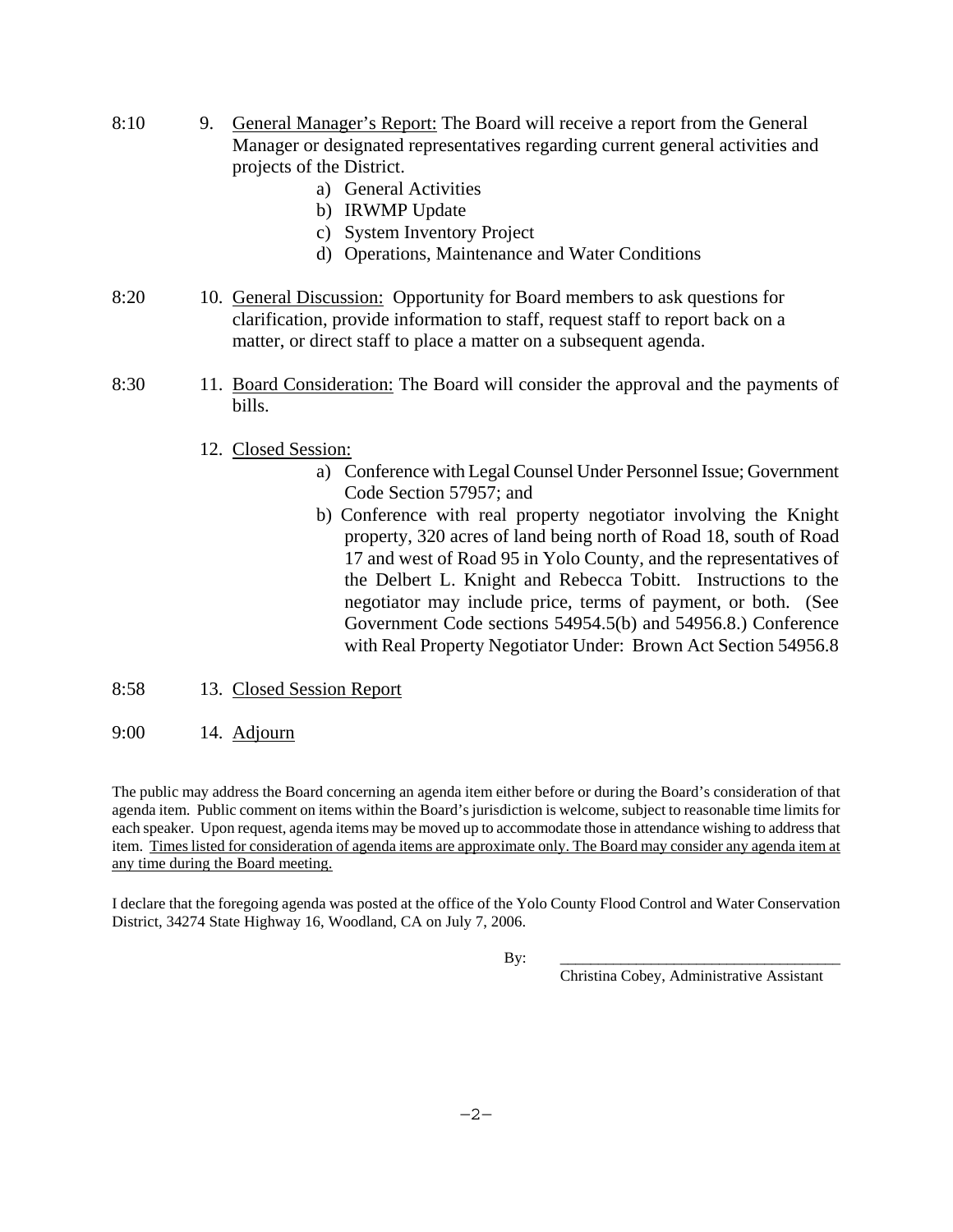8:10 9. General Manager's Report: The Board will receive a report from the General Manager or designated representatives regarding current general activities and projects of the District.

   a) General Activities
   b) IRWMP Update
   c) System Inventory Project
   d) Operations, Maintenance and Water Conditions

8:20 10. General Discussion: Opportunity for Board members to ask questions for clarification, provide information to staff, request staff to report back on a matter, or direct staff to place a matter on a subsequent agenda.

8:30 11. Board Consideration: The Board will consider the approval and the payments of bills.

12. Closed Session:

   a) Conference with Legal Counsel Under Personnel Issue; Government Code Section 57957; and
   b) Conference with real property negotiator involving the Knight property, 320 acres of land being north of Road 18, south of Road 17 and west of Road 95 in Yolo County, and the representatives of the Delbert L. Knight and Rebecca Tobitt. Instructions to the negotiator may include price, terms of payment, or both. (See Government Code sections 54954.5(b) and 54956.8.) Conference with Real Property Negotiator Under: Brown Act Section 54956.8

8:58 13. Closed Session Report

9:00 14. Adjourn

The public may address the Board concerning an agenda item either before or during the Board's consideration of that agenda item. Public comment on items within the Board's jurisdiction is welcome, subject to reasonable time limits for each speaker. Upon request, agenda items may be moved up to accommodate those in attendance wishing to address that item. Times listed for consideration of agenda items are approximate only. The Board may consider any agenda item at any time during the Board meeting.

I declare that the foregoing agenda was posted at the office of the Yolo County Flood Control and Water Conservation District, 34274 State Highway 16, Woodland, CA on July 7, 2006.

By: ___________________________________
Christina Cobey, Administrative Assistant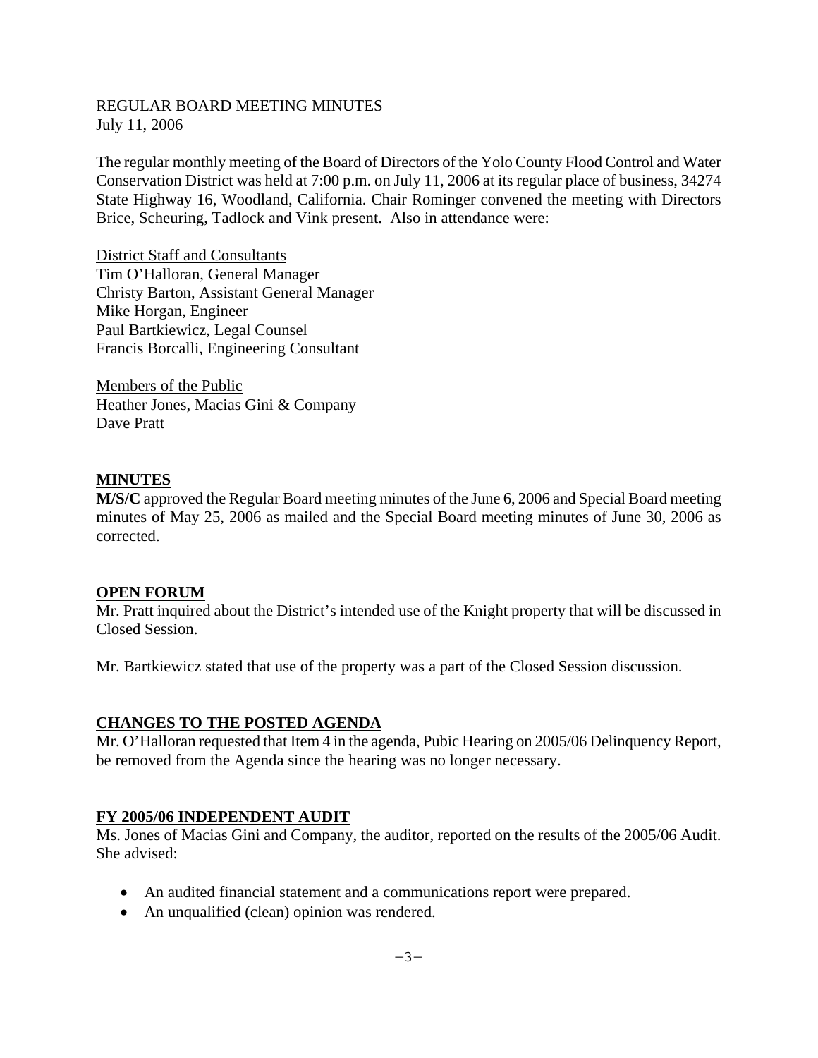REGULAR BOARD MEETING MINUTES
July 11, 2006

The regular monthly meeting of the Board of Directors of the Yolo County Flood Control and Water Conservation District was held at 7:00 p.m. on July 11, 2006 at its regular place of business, 34274 State Highway 16, Woodland, California. Chair Rominger convened the meeting with Directors Brice, Scheuring, Tadlock and Vink present. Also in attendance were:

<u>District Staff and Consultants</u>
Tim O'Halloran, General Manager
Christy Barton, Assistant General Manager
Mike Horgan, Engineer
Paul Bartkiewicz, Legal Counsel
Francis Borcalli, Engineering Consultant

<u>Members of the Public</u>
Heather Jones, Macias Gini & Company
Dave Pratt

## MINUTES

**M/S/C** approved the Regular Board meeting minutes of the June 6, 2006 and Special Board meeting minutes of May 25, 2006 as mailed and the Special Board meeting minutes of June 30, 2006 as corrected.

## OPEN FORUM

Mr. Pratt inquired about the District's intended use of the Knight property that will be discussed in Closed Session.

Mr. Bartkiewicz stated that use of the property was a part of the Closed Session discussion.

## CHANGES TO THE POSTED AGENDA

Mr. O'Halloran requested that Item 4 in the agenda, Pubic Hearing on 2005/06 Delinquency Report, be removed from the Agenda since the hearing was no longer necessary.

## FY 2005/06 INDEPENDENT AUDIT

Ms. Jones of Macias Gini and Company, the auditor, reported on the results of the 2005/06 Audit. She advised:

- An audited financial statement and a communications report were prepared.
- An unqualified (clean) opinion was rendered.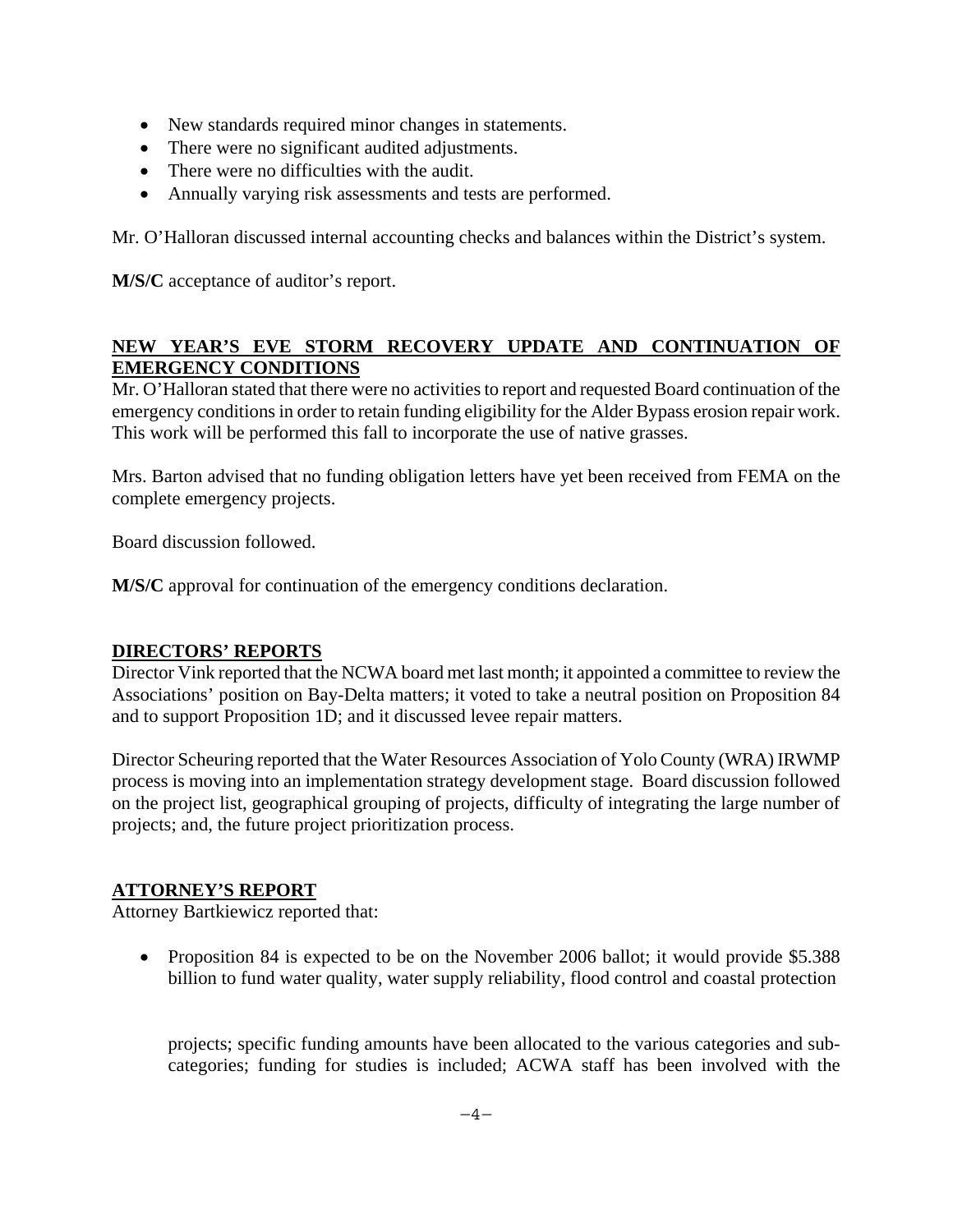- New standards required minor changes in statements.
- There were no significant audited adjustments.
- There were no difficulties with the audit.
- Annually varying risk assessments and tests are performed.

Mr. O'Halloran discussed internal accounting checks and balances within the District's system.

**M/S/C** acceptance of auditor's report.

## NEW YEAR'S EVE STORM RECOVERY UPDATE AND CONTINUATION OF EMERGENCY CONDITIONS

Mr. O'Halloran stated that there were no activities to report and requested Board continuation of the emergency conditions in order to retain funding eligibility for the Alder Bypass erosion repair work. This work will be performed this fall to incorporate the use of native grasses.

Mrs. Barton advised that no funding obligation letters have yet been received from FEMA on the complete emergency projects.

Board discussion followed.

**M/S/C** approval for continuation of the emergency conditions declaration.

## DIRECTORS' REPORTS

Director Vink reported that the NCWA board met last month; it appointed a committee to review the Associations' position on Bay-Delta matters; it voted to take a neutral position on Proposition 84 and to support Proposition 1D; and it discussed levee repair matters.

Director Scheuring reported that the Water Resources Association of Yolo County (WRA) IRWMP process is moving into an implementation strategy development stage. Board discussion followed on the project list, geographical grouping of projects, difficulty of integrating the large number of projects; and, the future project prioritization process.

## ATTORNEY'S REPORT

Attorney Bartkiewicz reported that:

- Proposition 84 is expected to be on the November 2006 ballot; it would provide $5.388 billion to fund water quality, water supply reliability, flood control and coastal protection projects; specific funding amounts have been allocated to the various categories and sub-categories; funding for studies is included; ACWA staff has been involved with the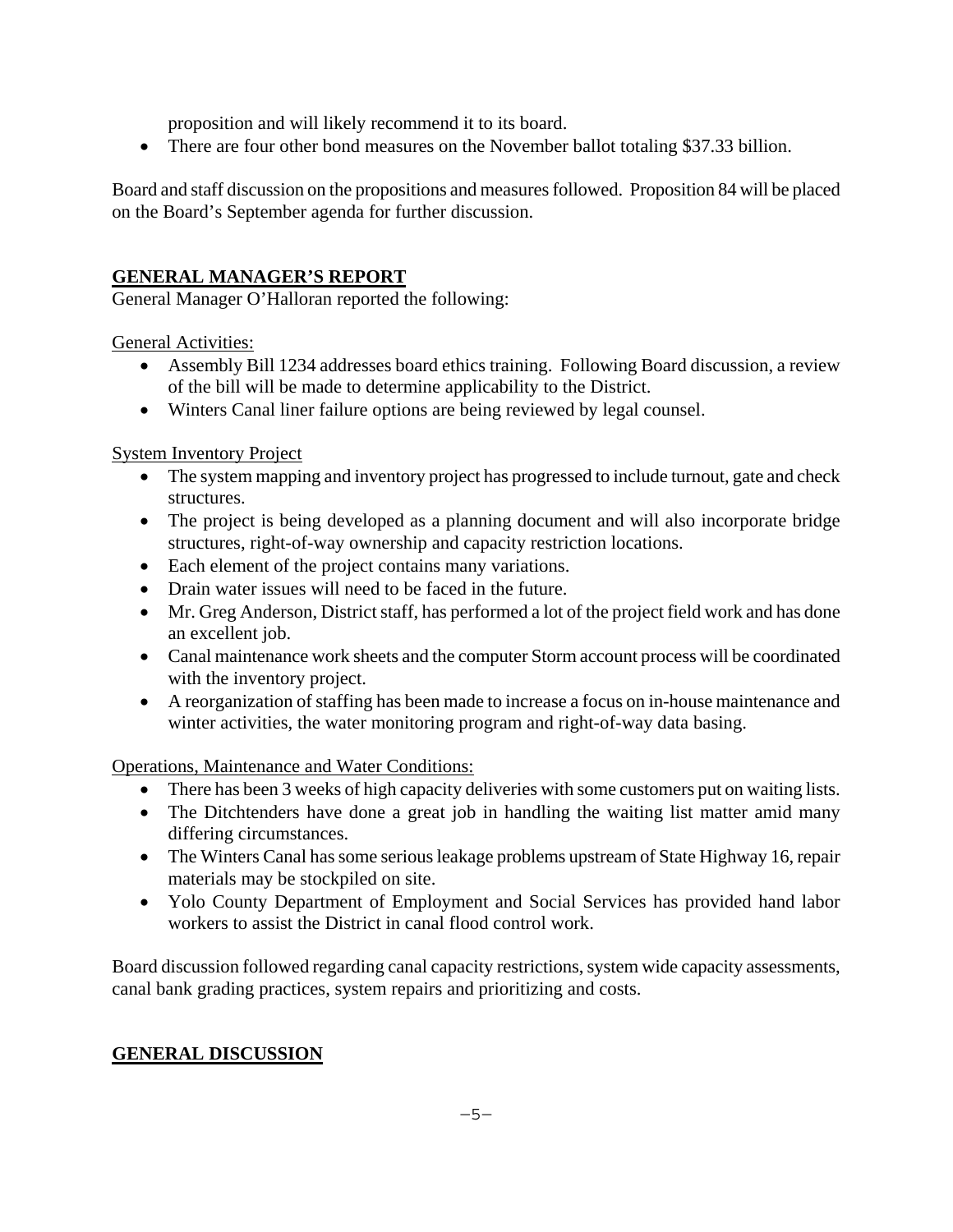proposition and will likely recommend it to its board.

- There are four other bond measures on the November ballot totaling $37.33 billion.

Board and staff discussion on the propositions and measures followed. Proposition 84 will be placed on the Board's September agenda for further discussion.

## GENERAL MANAGER'S REPORT

General Manager O'Halloran reported the following:

General Activities:

- Assembly Bill 1234 addresses board ethics training. Following Board discussion, a review of the bill will be made to determine applicability to the District.
- Winters Canal liner failure options are being reviewed by legal counsel.

System Inventory Project

- The system mapping and inventory project has progressed to include turnout, gate and check structures.
- The project is being developed as a planning document and will also incorporate bridge structures, right-of-way ownership and capacity restriction locations.
- Each element of the project contains many variations.
- Drain water issues will need to be faced in the future.
- Mr. Greg Anderson, District staff, has performed a lot of the project field work and has done an excellent job.
- Canal maintenance work sheets and the computer Storm account process will be coordinated with the inventory project.
- A reorganization of staffing has been made to increase a focus on in-house maintenance and winter activities, the water monitoring program and right-of-way data basing.

Operations, Maintenance and Water Conditions:

- There has been 3 weeks of high capacity deliveries with some customers put on waiting lists.
- The Ditchtenders have done a great job in handling the waiting list matter amid many differing circumstances.
- The Winters Canal has some serious leakage problems upstream of State Highway 16, repair materials may be stockpiled on site.
- Yolo County Department of Employment and Social Services has provided hand labor workers to assist the District in canal flood control work.

Board discussion followed regarding canal capacity restrictions, system wide capacity assessments, canal bank grading practices, system repairs and prioritizing and costs.

## GENERAL DISCUSSION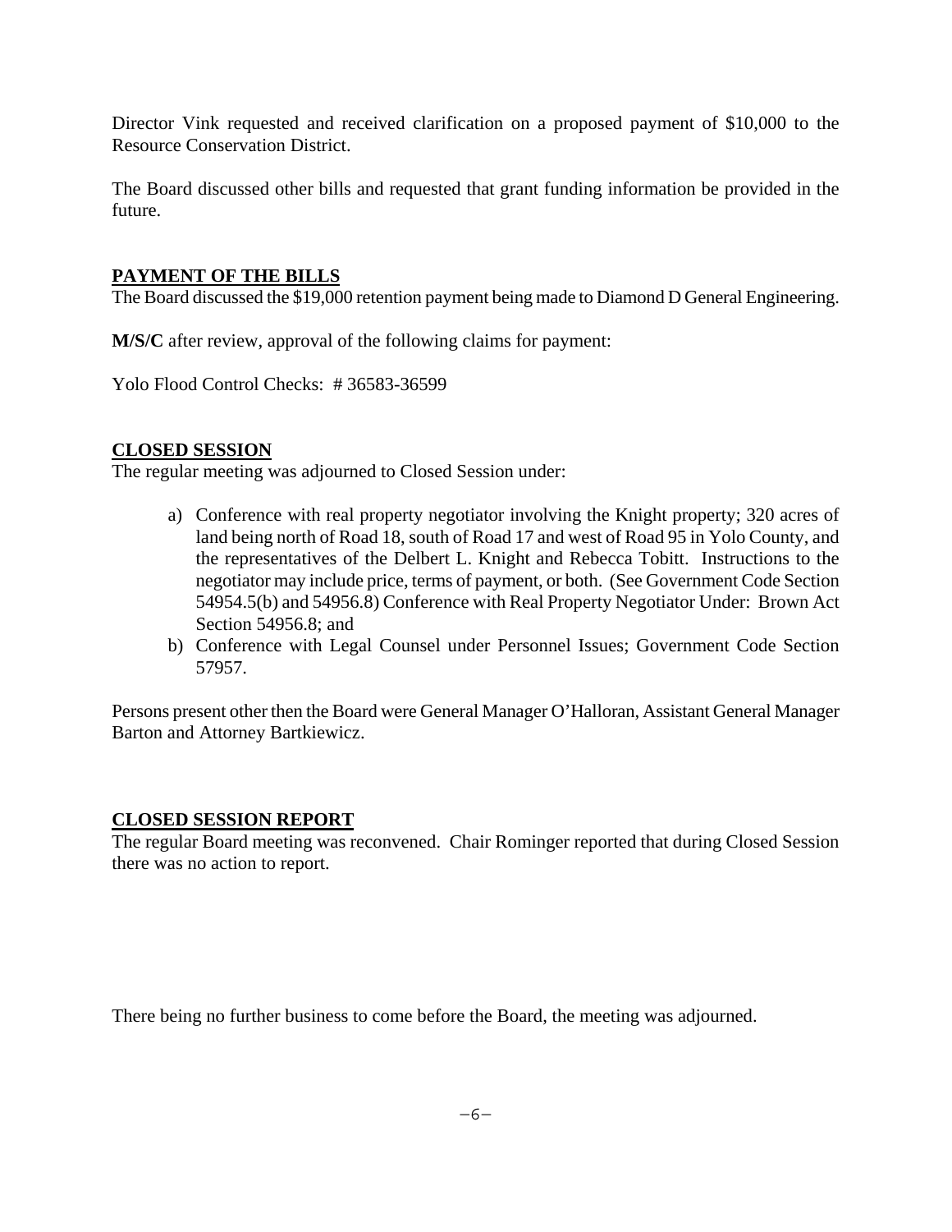Director Vink requested and received clarification on a proposed payment of $10,000 to the Resource Conservation District.

The Board discussed other bills and requested that grant funding information be provided in the future.

## PAYMENT OF THE BILLS

The Board discussed the $19,000 retention payment being made to Diamond D General Engineering.

**M/S/C** after review, approval of the following claims for payment:

Yolo Flood Control Checks: # 36583-36599

## CLOSED SESSION

The regular meeting was adjourned to Closed Session under:

a) Conference with real property negotiator involving the Knight property; 320 acres of land being north of Road 18, south of Road 17 and west of Road 95 in Yolo County, and the representatives of the Delbert L. Knight and Rebecca Tobitt. Instructions to the negotiator may include price, terms of payment, or both. (See Government Code Section 54954.5(b) and 54956.8) Conference with Real Property Negotiator Under: Brown Act Section 54956.8; and
b) Conference with Legal Counsel under Personnel Issues; Government Code Section 57957.

Persons present other then the Board were General Manager O'Halloran, Assistant General Manager Barton and Attorney Bartkiewicz.

## CLOSED SESSION REPORT

The regular Board meeting was reconvened. Chair Rominger reported that during Closed Session there was no action to report.

There being no further business to come before the Board, the meeting was adjourned.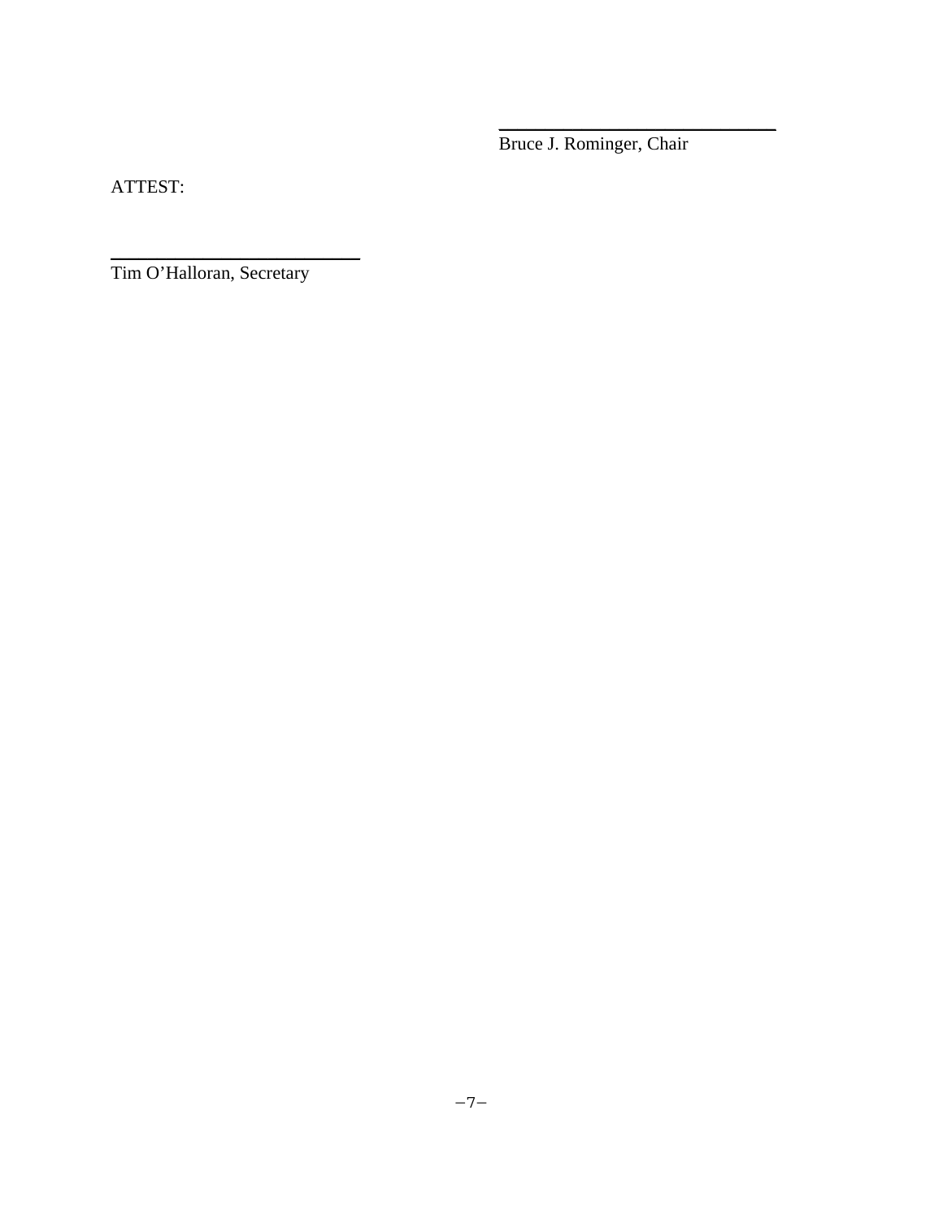\_\_\_\_\_\_\_\_\_\_\_\_\_\_\_\_\_\_\_\_\_\_\_\_\_\_\_\_\_\_
Bruce J. Rominger, Chair

ATTEST:

\_\_\_\_\_\_\_\_\_\_\_\_\_\_\_\_\_\_\_\_\_\_\_\_\_\_\_\_\_\_
Tim O'Halloran, Secretary